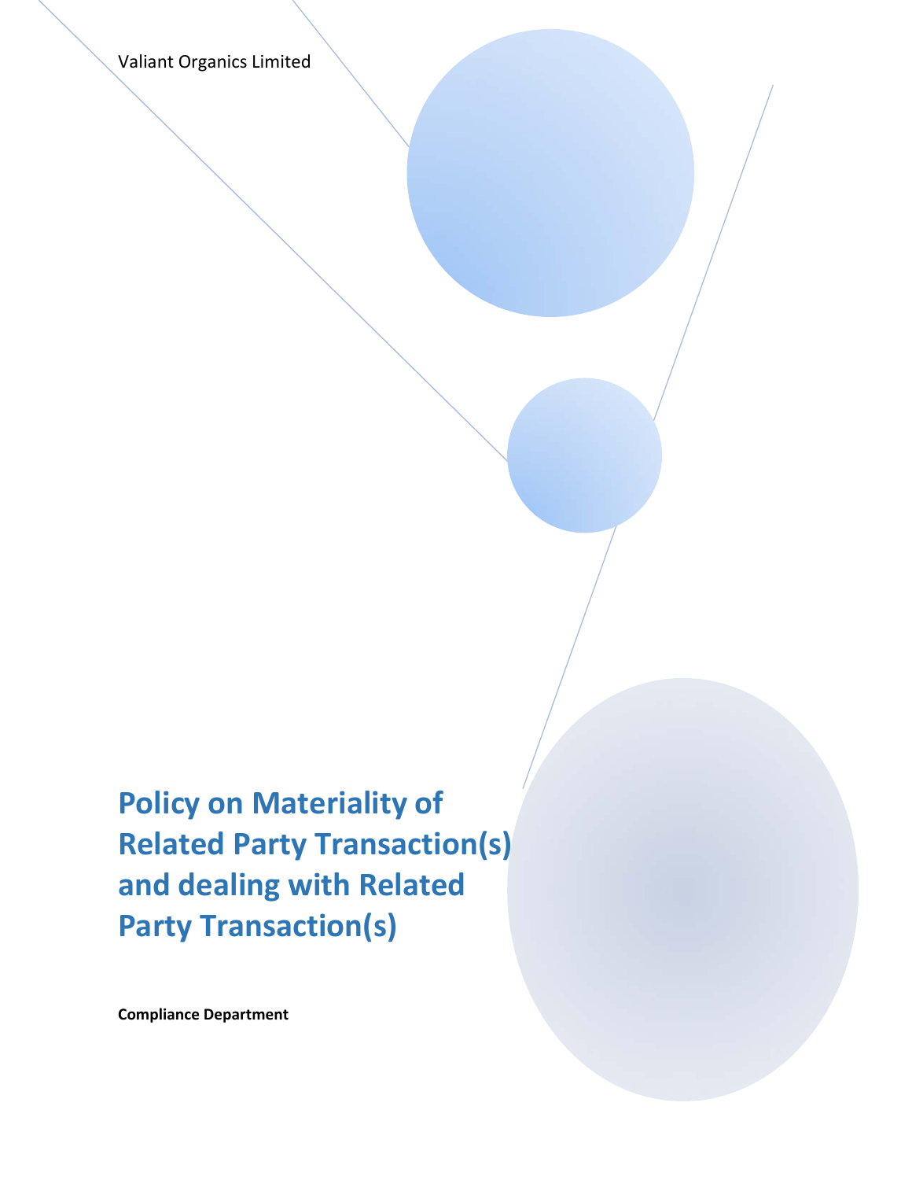Valiant Organics Limited

# Policy on Materiality of Related Party Transaction(s) and dealing with Related Party Transaction(s)

**Compliance Department**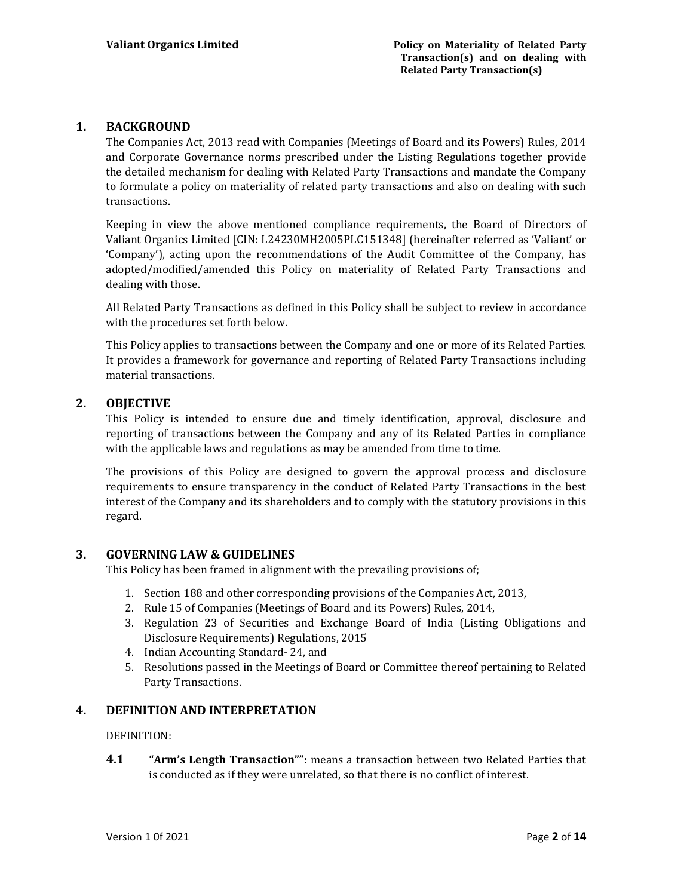## 1. BACKGROUND

The Companies Act, 2013 read with Companies (Meetings of Board and its Powers) Rules, 2014 and Corporate Governance norms prescribed under the Listing Regulations together provide the detailed mechanism for dealing with Related Party Transactions and mandate the Company to formulate a policy on materiality of related party transactions and also on dealing with such transactions.

Keeping in view the above mentioned compliance requirements, the Board of Directors of Valiant Organics Limited [CIN: L24230MH2005PLC151348] (hereinafter referred as 'Valiant' or 'Company'), acting upon the recommendations of the Audit Committee of the Company, has adopted/modified/amended this Policy on materiality of Related Party Transactions and dealing with those.

All Related Party Transactions as defined in this Policy shall be subject to review in accordance with the procedures set forth below.

This Policy applies to transactions between the Company and one or more of its Related Parties. It provides a framework for governance and reporting of Related Party Transactions including material transactions.

## 2. OBJECTIVE

This Policy is intended to ensure due and timely identification, approval, disclosure and reporting of transactions between the Company and any of its Related Parties in compliance with the applicable laws and regulations as may be amended from time to time.

The provisions of this Policy are designed to govern the approval process and disclosure requirements to ensure transparency in the conduct of Related Party Transactions in the best interest of the Company and its shareholders and to comply with the statutory provisions in this regard.

## 3. GOVERNING LAW & GUIDELINES

This Policy has been framed in alignment with the prevailing provisions of;

1. Section 188 and other corresponding provisions of the Companies Act, 2013,
2. Rule 15 of Companies (Meetings of Board and its Powers) Rules, 2014,
3. Regulation 23 of Securities and Exchange Board of India (Listing Obligations and Disclosure Requirements) Regulations, 2015
4. Indian Accounting Standard- 24, and
5. Resolutions passed in the Meetings of Board or Committee thereof pertaining to Related Party Transactions.

## 4. DEFINITION AND INTERPRETATION

DEFINITION:

**4.1** **"Arm's Length Transaction"":** means a transaction between two Related Parties that is conducted as if they were unrelated, so that there is no conflict of interest.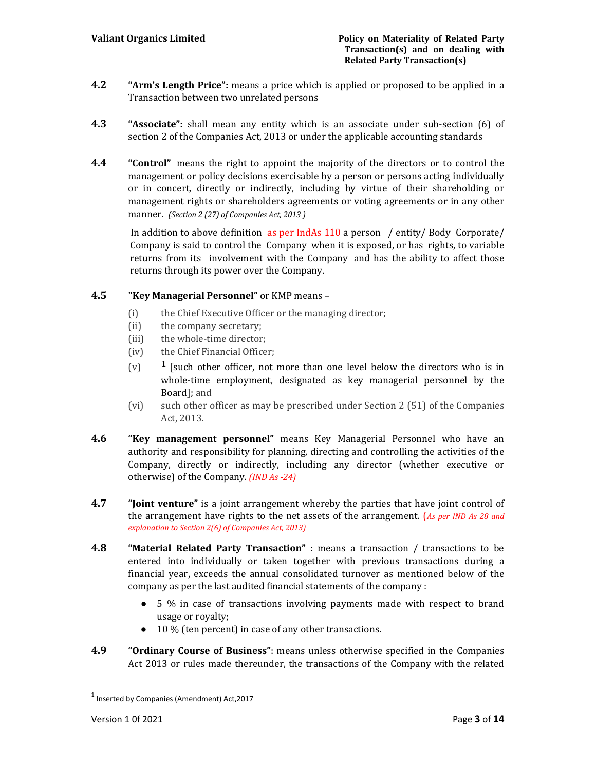**4.2** **"Arm's Length Price":** means a price which is applied or proposed to be applied in a Transaction between two unrelated persons

**4.3** **"Associate":** shall mean any entity which is an associate under sub-section (6) of section 2 of the Companies Act, 2013 or under the applicable accounting standards

**4.4** **"Control"** means the right to appoint the majority of the directors or to control the management or policy decisions exercisable by a person or persons acting individually or in concert, directly or indirectly, including by virtue of their shareholding or management rights or shareholders agreements or voting agreements or in any other manner. *(Section 2 (27) of Companies Act, 2013 )*

In addition to above definition as per IndAs 110 a person / entity/ Body Corporate/ Company is said to control the Company when it is exposed, or has rights, to variable returns from its involvement with the Company and has the ability to affect those returns through its power over the Company.

**4.5** **"Key Managerial Personnel"** or KMP means –

(i) the Chief Executive Officer or the managing director;
(ii) the company secretary;
(iii) the whole-time director;
(iv) the Chief Financial Officer;
(v) [1] [such other officer, not more than one level below the directors who is in whole-time employment, designated as key managerial personnel by the Board]; and
(vi) such other officer as may be prescribed under Section 2 (51) of the Companies Act, 2013.

**4.6** **"Key management personnel"** means Key Managerial Personnel who have an authority and responsibility for planning, directing and controlling the activities of the Company, directly or indirectly, including any director (whether executive or otherwise) of the Company. *(IND As -24)*

**4.7** **"Joint venture"** is a joint arrangement whereby the parties that have joint control of the arrangement have rights to the net assets of the arrangement. (*As per IND As 28 and explanation to Section 2(6) of Companies Act, 2013)*

**4.8** **"Material Related Party Transaction" :** means a transaction / transactions to be entered into individually or taken together with previous transactions during a financial year, exceeds the annual consolidated turnover as mentioned below of the company as per the last audited financial statements of the company :

- 5 % in case of transactions involving payments made with respect to brand usage or royalty;
- 10 % (ten percent) in case of any other transactions.

**4.9** **"Ordinary Course of Business"**: means unless otherwise specified in the Companies Act 2013 or rules made thereunder, the transactions of the Company with the related

[1] Inserted by Companies (Amendment) Act,2017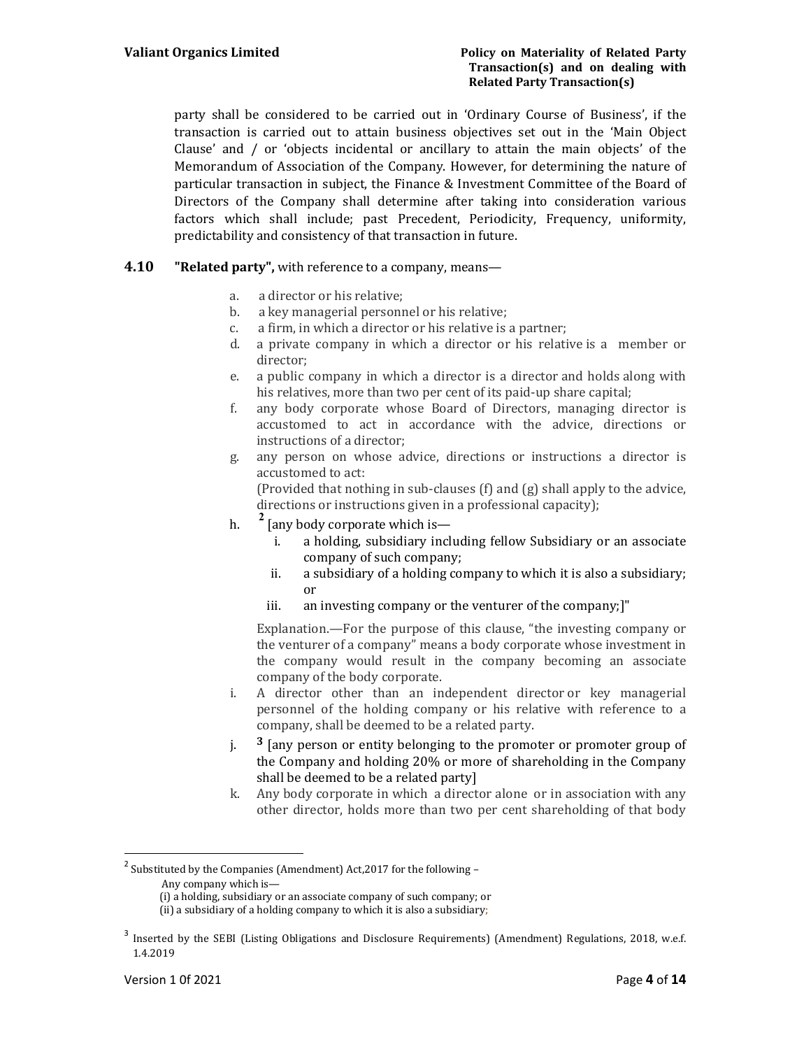party shall be considered to be carried out in 'Ordinary Course of Business', if the transaction is carried out to attain business objectives set out in the 'Main Object Clause' and / or 'objects incidental or ancillary to attain the main objects' of the Memorandum of Association of the Company. However, for determining the nature of particular transaction in subject, the Finance & Investment Committee of the Board of Directors of the Company shall determine after taking into consideration various factors which shall include; past Precedent, Periodicity, Frequency, uniformity, predictability and consistency of that transaction in future.

**4.10 "Related party",** with reference to a company, means—

a. a director or his relative;
b. a key managerial personnel or his relative;
c. a firm, in which a director or his relative is a partner;
d. a private company in which a director or his relative is a member or director;
e. a public company in which a director is a director and holds along with his relatives, more than two per cent of its paid-up share capital;
f. any body corporate whose Board of Directors, managing director is accustomed to act in accordance with the advice, directions or instructions of a director;
g. any person on whose advice, directions or instructions a director is accustomed to act:
   (Provided that nothing in sub-clauses (f) and (g) shall apply to the advice, directions or instructions given in a professional capacity);
h. [2] [any body corporate which is—
   i. a holding, subsidiary including fellow Subsidiary or an associate company of such company;
   ii. a subsidiary of a holding company to which it is also a subsidiary; or
   iii. an investing company or the venturer of the company;]"

   Explanation.—For the purpose of this clause, "the investing company or the venturer of a company" means a body corporate whose investment in the company would result in the company becoming an associate company of the body corporate.
i. A director other than an independent director or key managerial personnel of the holding company or his relative with reference to a company, shall be deemed to be a related party.
j. [3] [any person or entity belonging to the promoter or promoter group of the Company and holding 20% or more of shareholding in the Company shall be deemed to be a related party]
k. Any body corporate in which a director alone or in association with any other director, holds more than two per cent shareholding of that body

---

[2] Substituted by the Companies (Amendment) Act,2017 for the following –
Any company which is—
(i) a holding, subsidiary or an associate company of such company; or
(ii) a subsidiary of a holding company to which it is also a subsidiary;

[3] Inserted by the SEBI (Listing Obligations and Disclosure Requirements) (Amendment) Regulations, 2018, w.e.f. 1.4.2019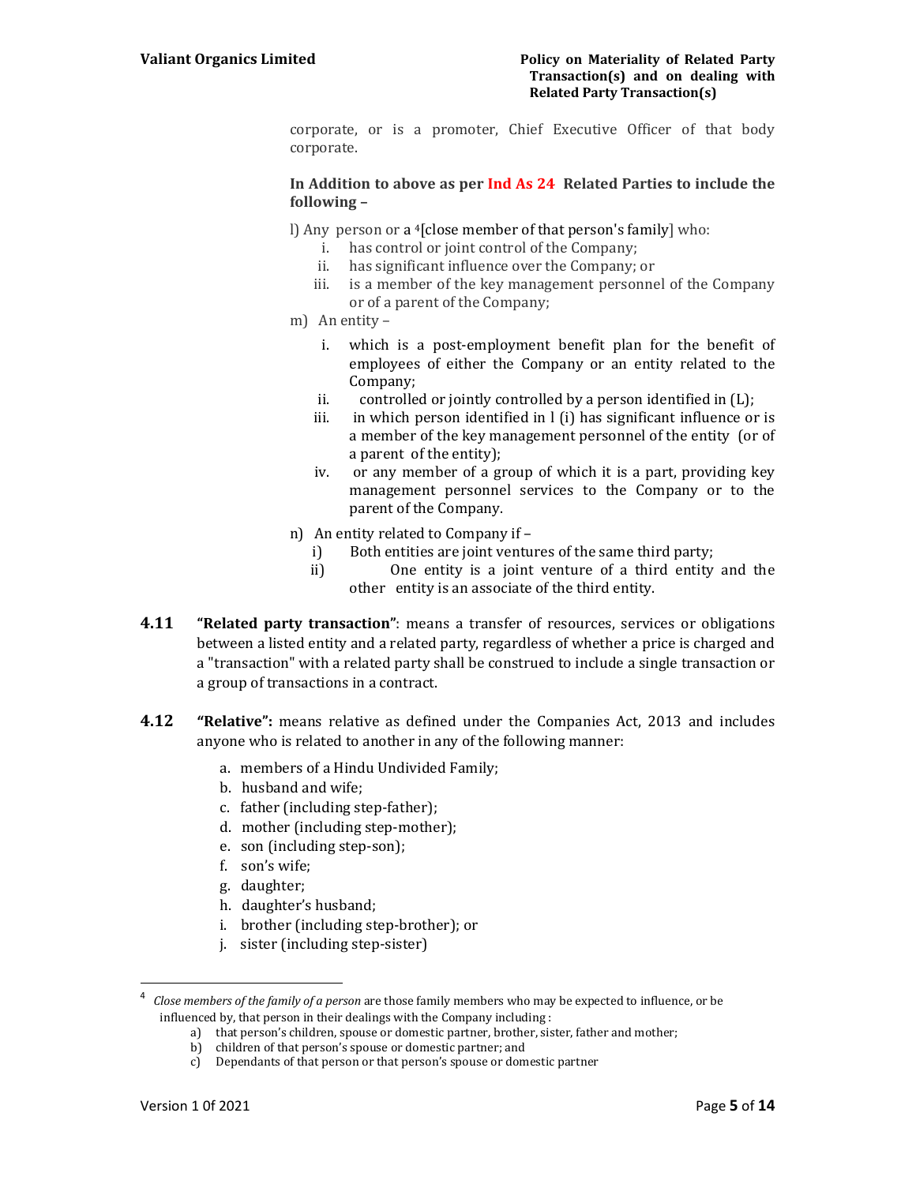corporate, or is a promoter, Chief Executive Officer of that body corporate.

**In Addition to above as per Ind As 24 Related Parties to include the following –**

l) Any person or a [4][close member of that person's family] who:

i. has control or joint control of the Company;
ii. has significant influence over the Company; or
iii. is a member of the key management personnel of the Company or of a parent of the Company;

m) An entity –

i. which is a post-employment benefit plan for the benefit of employees of either the Company or an entity related to the Company;
ii. controlled or jointly controlled by a person identified in (L);
iii. in which person identified in l (i) has significant influence or is a member of the key management personnel of the entity (or of a parent of the entity);
iv. or any member of a group of which it is a part, providing key management personnel services to the Company or to the parent of the Company.

n) An entity related to Company if –

i) Both entities are joint ventures of the same third party;
ii) One entity is a joint venture of a third entity and the other entity is an associate of the third entity.

**4.11** **"Related party transaction"**: means a transfer of resources, services or obligations between a listed entity and a related party, regardless of whether a price is charged and a "transaction" with a related party shall be construed to include a single transaction or a group of transactions in a contract.

**4.12** **"Relative":** means relative as defined under the Companies Act, 2013 and includes anyone who is related to another in any of the following manner:

a. members of a Hindu Undivided Family;
b. husband and wife;
c. father (including step-father);
d. mother (including step-mother);
e. son (including step-son);
f. son's wife;
g. daughter;
h. daughter's husband;
i. brother (including step-brother); or
j. sister (including step-sister)

---

[4] *Close members of the family of a person* are those family members who may be expected to influence, or be influenced by, that person in their dealings with the Company including :

a) that person's children, spouse or domestic partner, brother, sister, father and mother;
b) children of that person's spouse or domestic partner; and
c) Dependants of that person or that person's spouse or domestic partner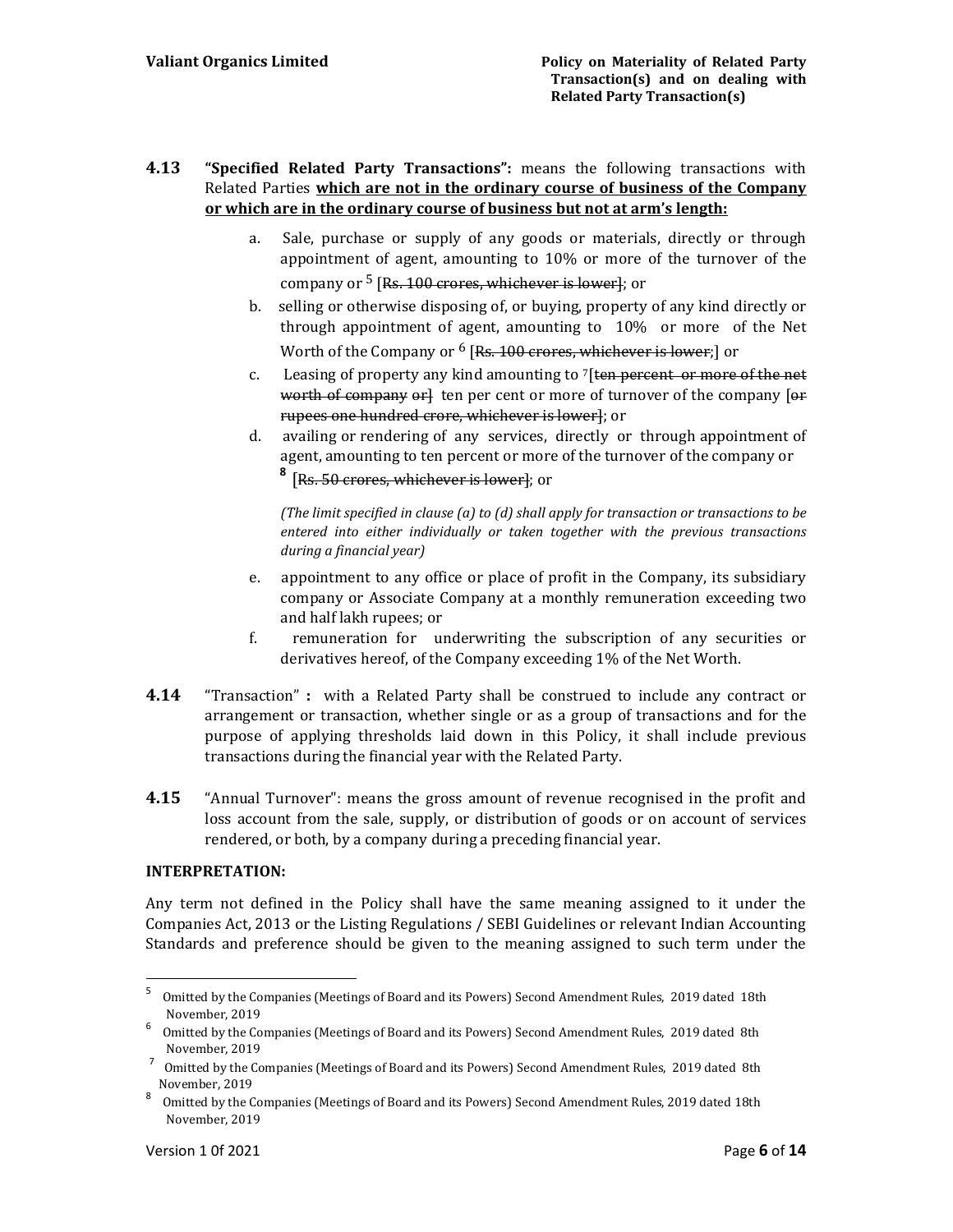**4.13** **"Specified Related Party Transactions":** means the following transactions with Related Parties **<u>which are not in the ordinary course of business of the Company or which are in the ordinary course of business but not at arm's length:</u>**

a. Sale, purchase or supply of any goods or materials, directly or through appointment of agent, amounting to 10% or more of the turnover of the company or [5] [~~Rs. 100 crores, whichever is lower~~]; or

b. selling or otherwise disposing of, or buying, property of any kind directly or through appointment of agent, amounting to 10% or more of the Net Worth of the Company or [6] [~~Rs. 100 crores, whichever is lower~~;] or

c. Leasing of property any kind amounting to [7][~~ten percent or more of the net worth of company or~~] ten per cent or more of turnover of the company [~~or rupees one hundred crore, whichever is lower~~]; or

d. availing or rendering of any services, directly or through appointment of agent, amounting to ten percent or more of the turnover of the company or [8] [~~Rs. 50 crores, whichever is lower~~]; or

*(The limit specified in clause (a) to (d) shall apply for transaction or transactions to be entered into either individually or taken together with the previous transactions during a financial year)*

e. appointment to any office or place of profit in the Company, its subsidiary company or Associate Company at a monthly remuneration exceeding two and half lakh rupees; or

f. remuneration for underwriting the subscription of any securities or derivatives hereof, of the Company exceeding 1% of the Net Worth.

**4.14** "Transaction" **:** with a Related Party shall be construed to include any contract or arrangement or transaction, whether single or as a group of transactions and for the purpose of applying thresholds laid down in this Policy, it shall include previous transactions during the financial year with the Related Party.

**4.15** "Annual Turnover": means the gross amount of revenue recognised in the profit and loss account from the sale, supply, or distribution of goods or on account of services rendered, or both, by a company during a preceding financial year.

**INTERPRETATION:**

Any term not defined in the Policy shall have the same meaning assigned to it under the Companies Act, 2013 or the Listing Regulations / SEBI Guidelines or relevant Indian Accounting Standards and preference should be given to the meaning assigned to such term under the

---

[5] Omitted by the Companies (Meetings of Board and its Powers) Second Amendment Rules, 2019 dated 18th November, 2019

[6] Omitted by the Companies (Meetings of Board and its Powers) Second Amendment Rules, 2019 dated 8th November, 2019

[7] Omitted by the Companies (Meetings of Board and its Powers) Second Amendment Rules, 2019 dated 8th November, 2019

[8] Omitted by the Companies (Meetings of Board and its Powers) Second Amendment Rules, 2019 dated 18th November, 2019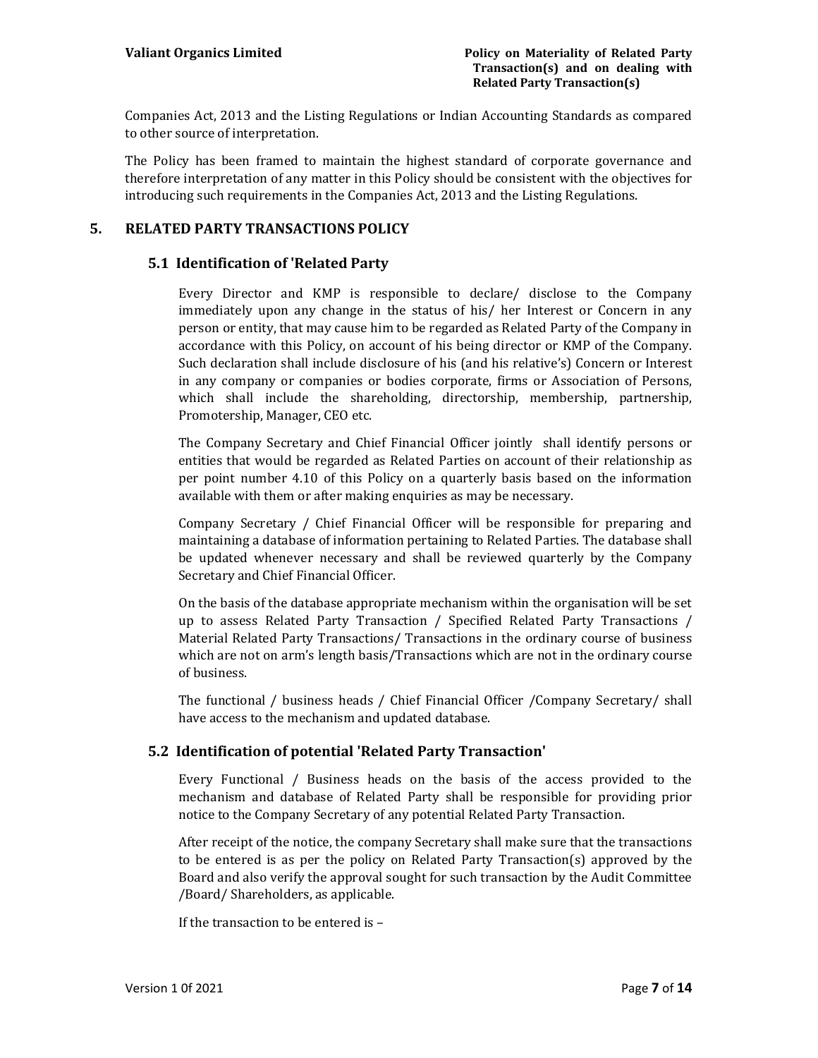Companies Act, 2013 and the Listing Regulations or Indian Accounting Standards as compared to other source of interpretation.

The Policy has been framed to maintain the highest standard of corporate governance and therefore interpretation of any matter in this Policy should be consistent with the objectives for introducing such requirements in the Companies Act, 2013 and the Listing Regulations.

## 5. RELATED PARTY TRANSACTIONS POLICY

### 5.1 Identification of 'Related Party

Every Director and KMP is responsible to declare/ disclose to the Company immediately upon any change in the status of his/ her Interest or Concern in any person or entity, that may cause him to be regarded as Related Party of the Company in accordance with this Policy, on account of his being director or KMP of the Company. Such declaration shall include disclosure of his (and his relative's) Concern or Interest in any company or companies or bodies corporate, firms or Association of Persons, which shall include the shareholding, directorship, membership, partnership, Promotership, Manager, CEO etc.

The Company Secretary and Chief Financial Officer jointly shall identify persons or entities that would be regarded as Related Parties on account of their relationship as per point number 4.10 of this Policy on a quarterly basis based on the information available with them or after making enquiries as may be necessary.

Company Secretary / Chief Financial Officer will be responsible for preparing and maintaining a database of information pertaining to Related Parties. The database shall be updated whenever necessary and shall be reviewed quarterly by the Company Secretary and Chief Financial Officer.

On the basis of the database appropriate mechanism within the organisation will be set up to assess Related Party Transaction / Specified Related Party Transactions / Material Related Party Transactions/ Transactions in the ordinary course of business which are not on arm's length basis/Transactions which are not in the ordinary course of business.

The functional / business heads / Chief Financial Officer /Company Secretary/ shall have access to the mechanism and updated database.

### 5.2 Identification of potential 'Related Party Transaction'

Every Functional / Business heads on the basis of the access provided to the mechanism and database of Related Party shall be responsible for providing prior notice to the Company Secretary of any potential Related Party Transaction.

After receipt of the notice, the company Secretary shall make sure that the transactions to be entered is as per the policy on Related Party Transaction(s) approved by the Board and also verify the approval sought for such transaction by the Audit Committee /Board/ Shareholders, as applicable.

If the transaction to be entered is –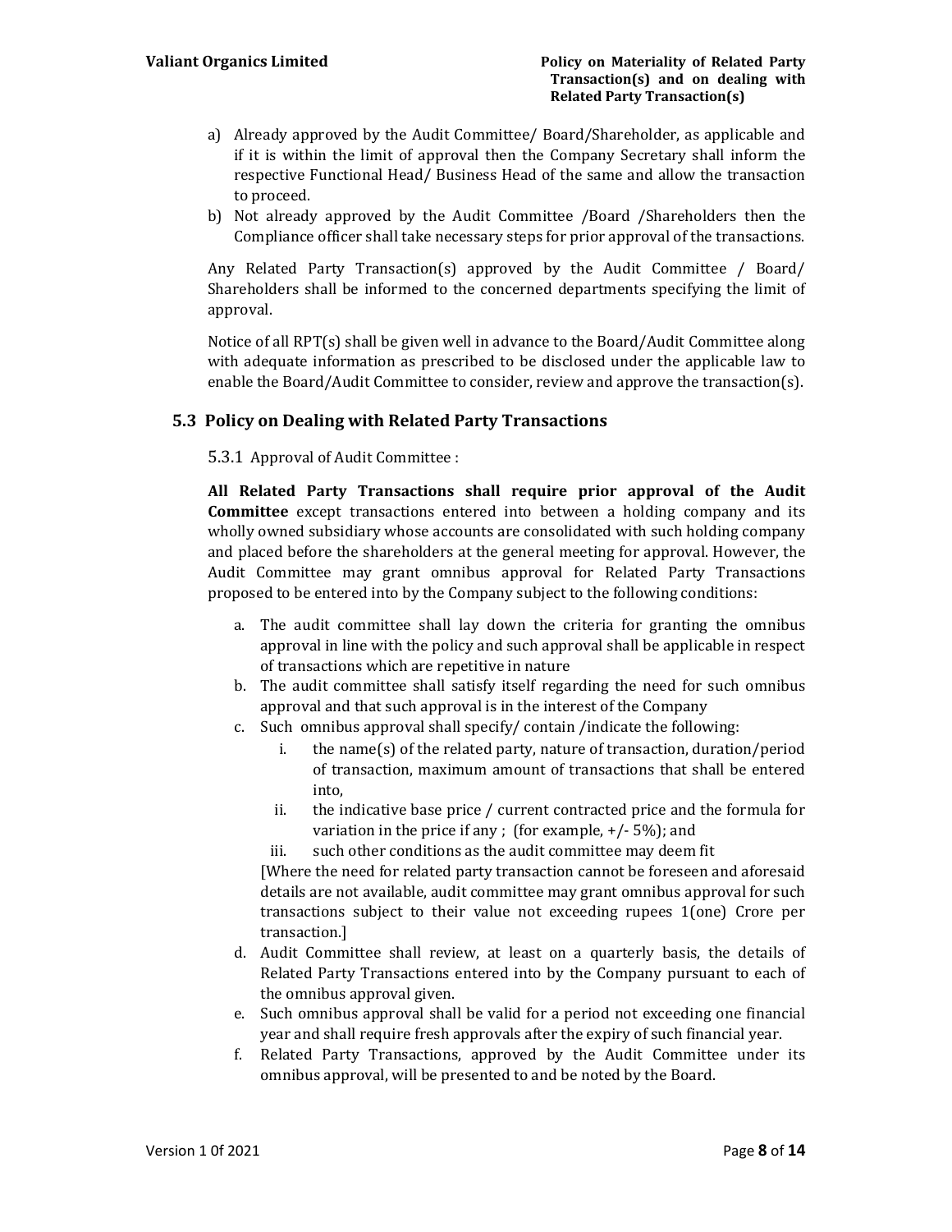a) Already approved by the Audit Committee/ Board/Shareholder, as applicable and if it is within the limit of approval then the Company Secretary shall inform the respective Functional Head/ Business Head of the same and allow the transaction to proceed.
b) Not already approved by the Audit Committee /Board /Shareholders then the Compliance officer shall take necessary steps for prior approval of the transactions.

Any Related Party Transaction(s) approved by the Audit Committee / Board/ Shareholders shall be informed to the concerned departments specifying the limit of approval.

Notice of all RPT(s) shall be given well in advance to the Board/Audit Committee along with adequate information as prescribed to be disclosed under the applicable law to enable the Board/Audit Committee to consider, review and approve the transaction(s).

## 5.3 Policy on Dealing with Related Party Transactions

5.3.1 Approval of Audit Committee :

**All Related Party Transactions shall require prior approval of the Audit Committee** except transactions entered into between a holding company and its wholly owned subsidiary whose accounts are consolidated with such holding company and placed before the shareholders at the general meeting for approval. However, the Audit Committee may grant omnibus approval for Related Party Transactions proposed to be entered into by the Company subject to the following conditions:

a. The audit committee shall lay down the criteria for granting the omnibus approval in line with the policy and such approval shall be applicable in respect of transactions which are repetitive in nature
b. The audit committee shall satisfy itself regarding the need for such omnibus approval and that such approval is in the interest of the Company
c. Such omnibus approval shall specify/ contain /indicate the following:
    i. the name(s) of the related party, nature of transaction, duration/period of transaction, maximum amount of transactions that shall be entered into,
    ii. the indicative base price / current contracted price and the formula for variation in the price if any ; (for example, +/- 5%); and
    iii. such other conditions as the audit committee may deem fit

    [Where the need for related party transaction cannot be foreseen and aforesaid details are not available, audit committee may grant omnibus approval for such transactions subject to their value not exceeding rupees 1(one) Crore per transaction.]
d. Audit Committee shall review, at least on a quarterly basis, the details of Related Party Transactions entered into by the Company pursuant to each of the omnibus approval given.
e. Such omnibus approval shall be valid for a period not exceeding one financial year and shall require fresh approvals after the expiry of such financial year.
f. Related Party Transactions, approved by the Audit Committee under its omnibus approval, will be presented to and be noted by the Board.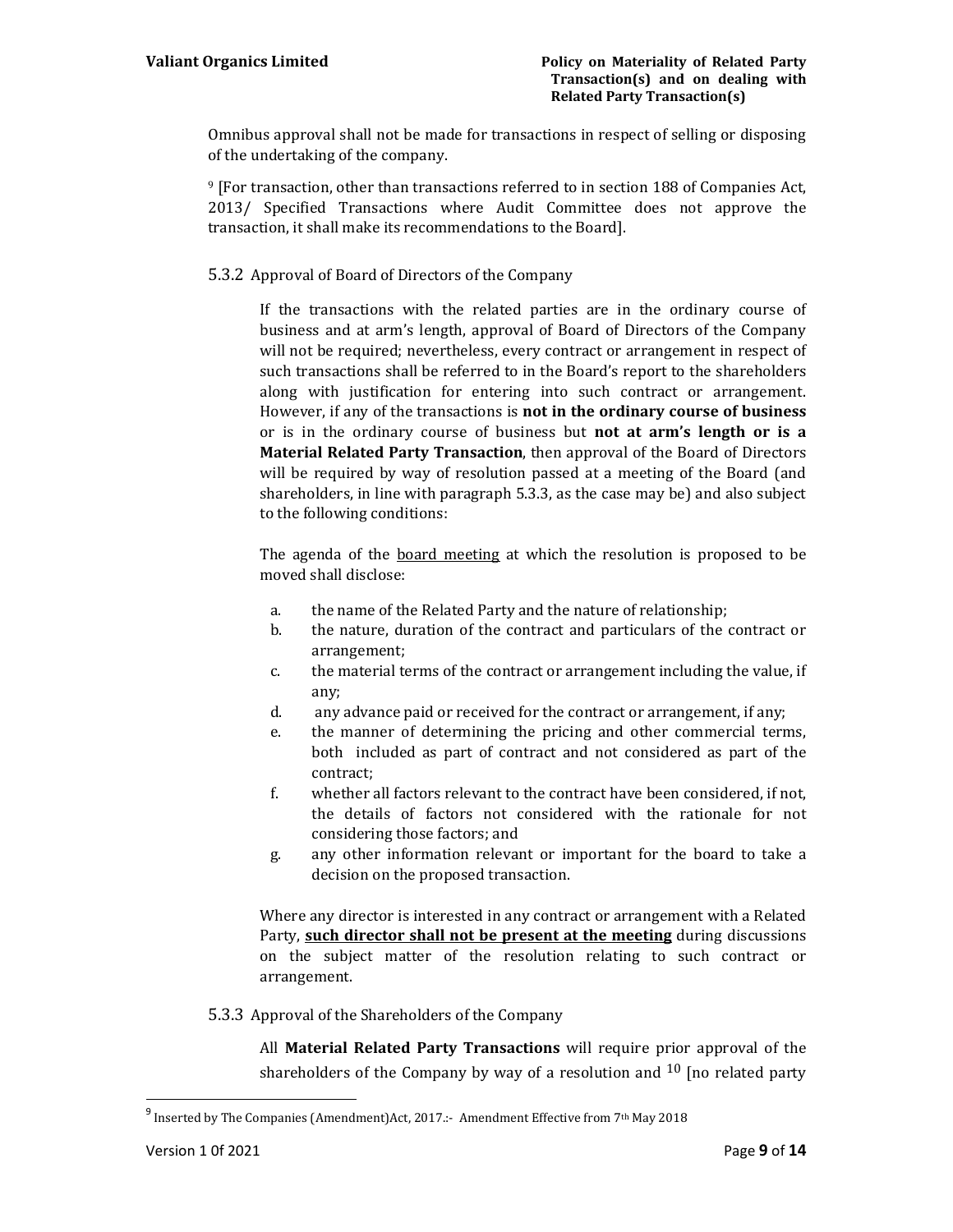Omnibus approval shall not be made for transactions in respect of selling or disposing of the undertaking of the company.

[9] [For transaction, other than transactions referred to in section 188 of Companies Act, 2013/ Specified Transactions where Audit Committee does not approve the transaction, it shall make its recommendations to the Board].

#### 5.3.2 Approval of Board of Directors of the Company

If the transactions with the related parties are in the ordinary course of business and at arm's length, approval of Board of Directors of the Company will not be required; nevertheless, every contract or arrangement in respect of such transactions shall be referred to in the Board's report to the shareholders along with justification for entering into such contract or arrangement. However, if any of the transactions is **not in the ordinary course of business** or is in the ordinary course of business but **not at arm's length or is a Material Related Party Transaction**, then approval of the Board of Directors will be required by way of resolution passed at a meeting of the Board (and shareholders, in line with paragraph 5.3.3, as the case may be) and also subject to the following conditions:

The agenda of the <u>board meeting</u> at which the resolution is proposed to be moved shall disclose:

a. the name of the Related Party and the nature of relationship;
b. the nature, duration of the contract and particulars of the contract or arrangement;
c. the material terms of the contract or arrangement including the value, if any;
d. any advance paid or received for the contract or arrangement, if any;
e. the manner of determining the pricing and other commercial terms, both included as part of contract and not considered as part of the contract;
f. whether all factors relevant to the contract have been considered, if not, the details of factors not considered with the rationale for not considering those factors; and
g. any other information relevant or important for the board to take a decision on the proposed transaction.

Where any director is interested in any contract or arrangement with a Related Party, <u>**such director shall not be present at the meeting**</u> during discussions on the subject matter of the resolution relating to such contract or arrangement.

#### 5.3.3 Approval of the Shareholders of the Company

All **Material Related Party Transactions** will require prior approval of the shareholders of the Company by way of a resolution and [10] [no related party

---

[9] Inserted by The Companies (Amendment)Act, 2017.:- Amendment Effective from 7th May 2018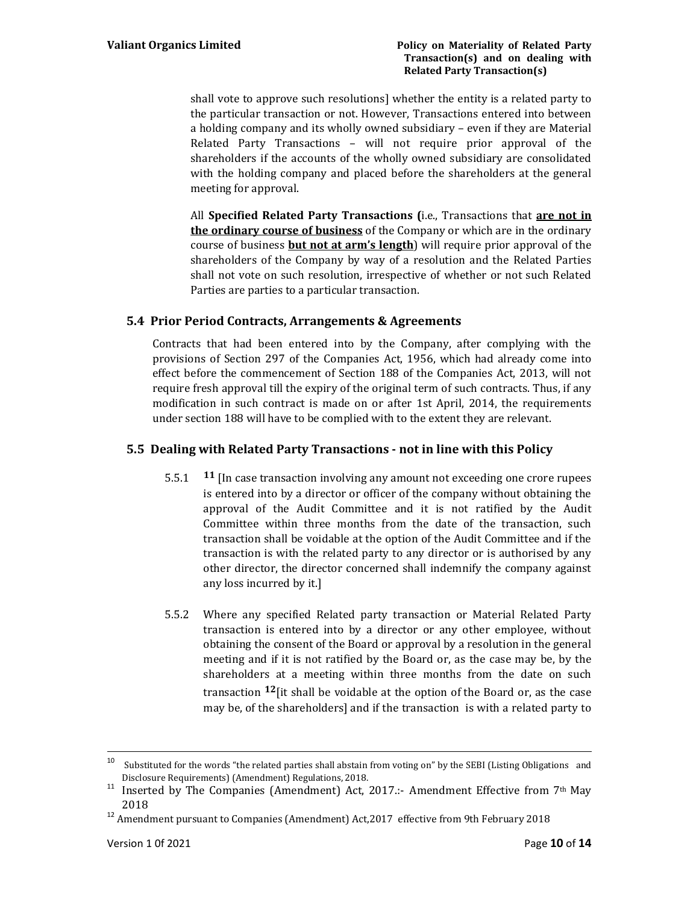shall vote to approve such resolutions] whether the entity is a related party to the particular transaction or not. However, Transactions entered into between a holding company and its wholly owned subsidiary – even if they are Material Related Party Transactions – will not require prior approval of the shareholders if the accounts of the wholly owned subsidiary are consolidated with the holding company and placed before the shareholders at the general meeting for approval.

All **Specified Related Party Transactions (**i.e., Transactions that **are not in the ordinary course of business** of the Company or which are in the ordinary course of business **but not at arm's length**) will require prior approval of the shareholders of the Company by way of a resolution and the Related Parties shall not vote on such resolution, irrespective of whether or not such Related Parties are parties to a particular transaction.

## 5.4 Prior Period Contracts, Arrangements & Agreements

Contracts that had been entered into by the Company, after complying with the provisions of Section 297 of the Companies Act, 1956, which had already come into effect before the commencement of Section 188 of the Companies Act, 2013, will not require fresh approval till the expiry of the original term of such contracts. Thus, if any modification in such contract is made on or after 1st April, 2014, the requirements under section 188 will have to be complied with to the extent they are relevant.

## 5.5 Dealing with Related Party Transactions - not in line with this Policy

5.5.1 [11] [In case transaction involving any amount not exceeding one crore rupees is entered into by a director or officer of the company without obtaining the approval of the Audit Committee and it is not ratified by the Audit Committee within three months from the date of the transaction, such transaction shall be voidable at the option of the Audit Committee and if the transaction is with the related party to any director or is authorised by any other director, the director concerned shall indemnify the company against any loss incurred by it.]

5.5.2 Where any specified Related party transaction or Material Related Party transaction is entered into by a director or any other employee, without obtaining the consent of the Board or approval by a resolution in the general meeting and if it is not ratified by the Board or, as the case may be, by the shareholders at a meeting within three months from the date on such transaction [12][it shall be voidable at the option of the Board or, as the case may be, of the shareholders] and if the transaction is with a related party to

---

[10] Substituted for the words "the related parties shall abstain from voting on" by the SEBI (Listing Obligations and Disclosure Requirements) (Amendment) Regulations, 2018.

[11] Inserted by The Companies (Amendment) Act, 2017.:- Amendment Effective from 7th May 2018

[12] Amendment pursuant to Companies (Amendment) Act,2017 effective from 9th February 2018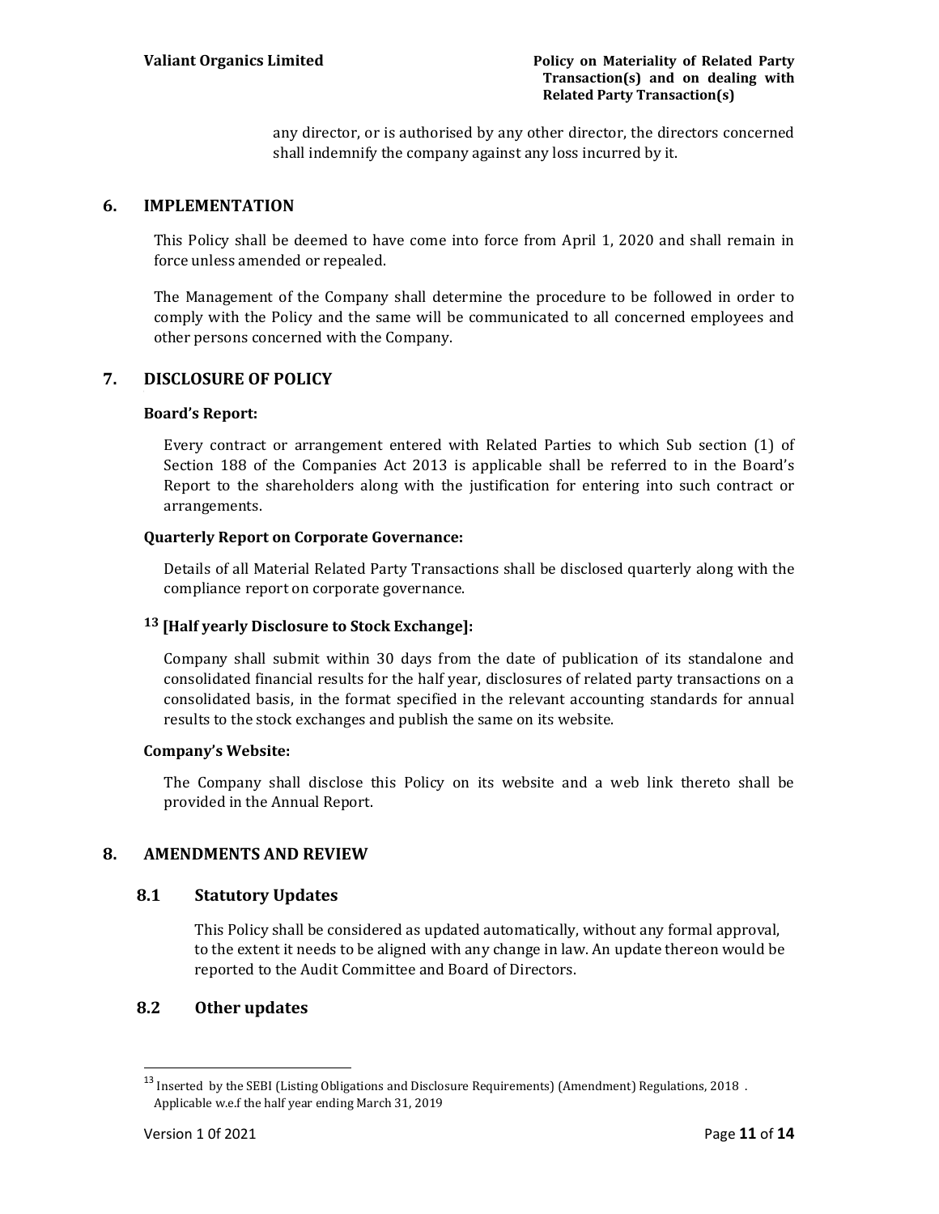any director, or is authorised by any other director, the directors concerned shall indemnify the company against any loss incurred by it.

## 6. IMPLEMENTATION

This Policy shall be deemed to have come into force from April 1, 2020 and shall remain in force unless amended or repealed.

The Management of the Company shall determine the procedure to be followed in order to comply with the Policy and the same will be communicated to all concerned employees and other persons concerned with the Company.

## 7. DISCLOSURE OF POLICY

**Board's Report:**

Every contract or arrangement entered with Related Parties to which Sub section (1) of Section 188 of the Companies Act 2013 is applicable shall be referred to in the Board's Report to the shareholders along with the justification for entering into such contract or arrangements.

**Quarterly Report on Corporate Governance:**

Details of all Material Related Party Transactions shall be disclosed quarterly along with the compliance report on corporate governance.

**[13] [Half yearly Disclosure to Stock Exchange]:**

Company shall submit within 30 days from the date of publication of its standalone and consolidated financial results for the half year, disclosures of related party transactions on a consolidated basis, in the format specified in the relevant accounting standards for annual results to the stock exchanges and publish the same on its website.

**Company's Website:**

The Company shall disclose this Policy on its website and a web link thereto shall be provided in the Annual Report.

## 8. AMENDMENTS AND REVIEW

### 8.1 Statutory Updates

This Policy shall be considered as updated automatically, without any formal approval, to the extent it needs to be aligned with any change in law. An update thereon would be reported to the Audit Committee and Board of Directors.

### 8.2 Other updates

---

[13] Inserted by the SEBI (Listing Obligations and Disclosure Requirements) (Amendment) Regulations, 2018 . Applicable w.e.f the half year ending March 31, 2019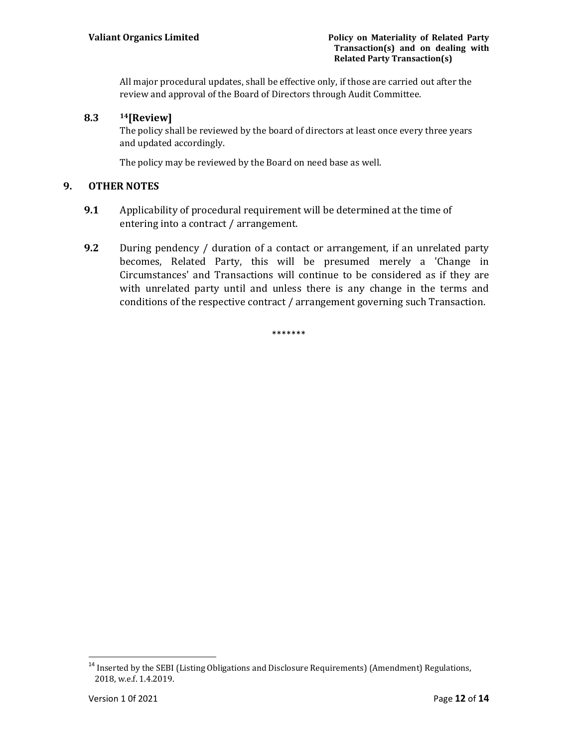All major procedural updates, shall be effective only, if those are carried out after the review and approval of the Board of Directors through Audit Committee.

### 8.3 [14][Review]

The policy shall be reviewed by the board of directors at least once every three years and updated accordingly.

The policy may be reviewed by the Board on need base as well.

## 9. OTHER NOTES

**9.1** Applicability of procedural requirement will be determined at the time of entering into a contract / arrangement.

**9.2** During pendency / duration of a contact or arrangement, if an unrelated party becomes, Related Party, this will be presumed merely a 'Change in Circumstances' and Transactions will continue to be considered as if they are with unrelated party until and unless there is any change in the terms and conditions of the respective contract / arrangement governing such Transaction.

\*\*\*\*\*\*\*

[14] Inserted by the SEBI (Listing Obligations and Disclosure Requirements) (Amendment) Regulations, 2018, w.e.f. 1.4.2019.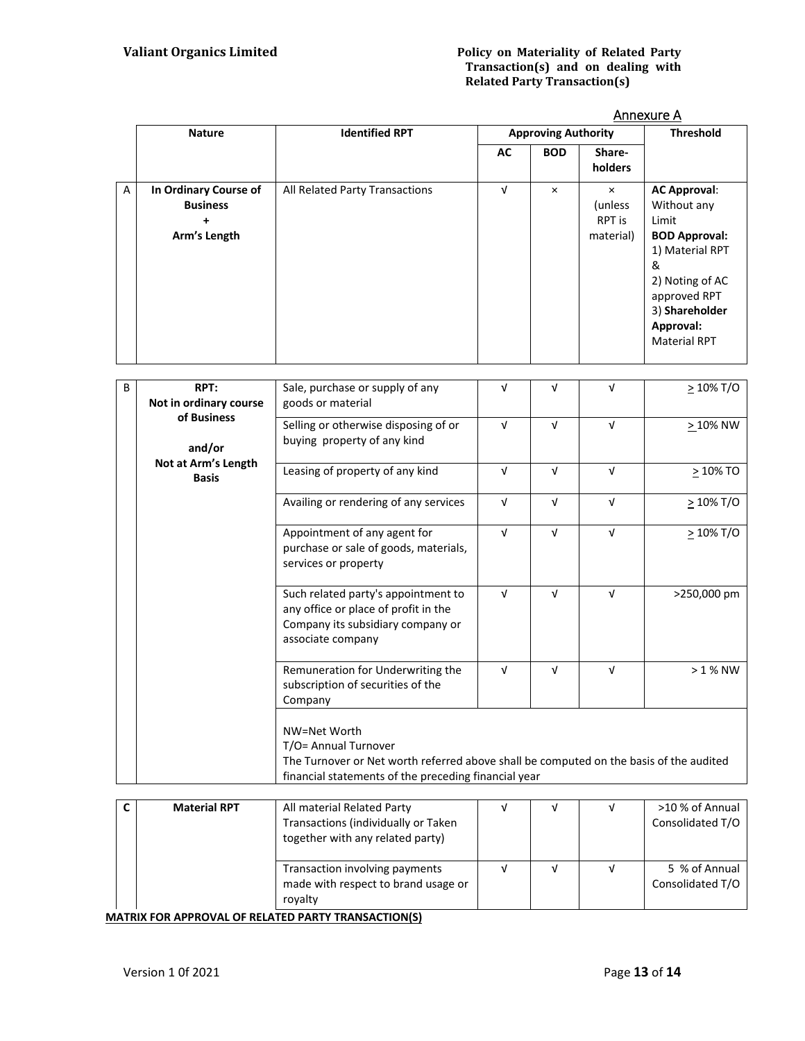Annexure A

| | Nature | Identified RPT | Approving Authority | | | Threshold |
|---|---|---|---|---|---|---|
| | | | AC | BOD | Share-holders | |
| A | **In Ordinary Course of Business + Arm's Length** | All Related Party Transactions | √ | × | × (unless RPT is material) | **AC Approval**: Without any Limit **BOD Approval:** 1) Material RPT & 2) Noting of AC approved RPT 3) **Shareholder Approval:** Material RPT |
| B | **RPT: Not in ordinary course of Business and/or Not at Arm's Length Basis** | Sale, purchase or supply of any goods or material | √ | √ | √ | ≥ 10% T/O |
| | | Selling or otherwise disposing of or buying property of any kind | √ | √ | √ | ≥ 10% NW |
| | | Leasing of property of any kind | √ | √ | √ | ≥ 10% TO |
| | | Availing or rendering of any services | √ | √ | √ | ≥ 10% T/O |
| | | Appointment of any agent for purchase or sale of goods, materials, services or property | √ | √ | √ | ≥ 10% T/O |
| | | Such related party's appointment to any office or place of profit in the Company its subsidiary company or associate company | √ | √ | √ | >250,000 pm |
| | | Remuneration for Underwriting the subscription of securities of the Company | √ | √ | √ | > 1 % NW |
| | | NW=Net Worth<br>T/O= Annual Turnover<br>The Turnover or Net worth referred above shall be computed on the basis of the audited financial statements of the preceding financial year | | | | |
| C | **Material RPT** | All material Related Party Transactions (individually or Taken together with any related party) | √ | √ | √ | >10 % of Annual Consolidated T/O |
| | | Transaction involving payments made with respect to brand usage or royalty | √ | √ | √ | 5 % of Annual Consolidated T/O |

**MATRIX FOR APPROVAL OF RELATED PARTY TRANSACTION(S)**